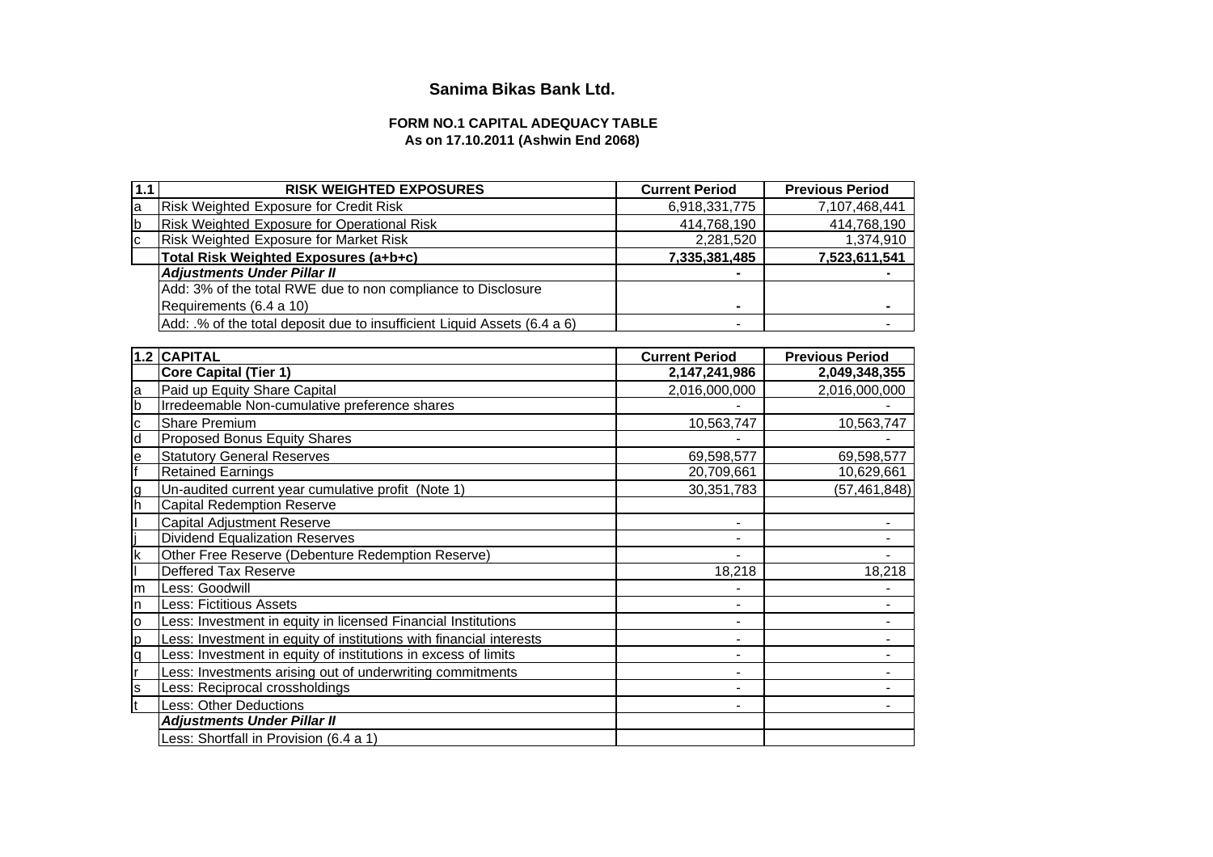# Sanima Bikas Bank Ltd.

## FORM NO.1 CAPITAL ADEQUACY TABLE
### As on 17.10.2011 (Ashwin End 2068)

| 1.1 | RISK WEIGHTED EXPOSURES | Current Period | Previous Period |
|---|---|---|---|
| a | Risk Weighted Exposure for Credit Risk | 6,918,331,775 | 7,107,468,441 |
| b | Risk Weighted Exposure for Operational Risk | 414,768,190 | 414,768,190 |
| c | Risk Weighted Exposure for Market Risk | 2,281,520 | 1,374,910 |
| | **Total Risk Weighted Exposures (a+b+c)** | **7,335,381,485** | **7,523,611,541** |
| | ***Adjustments Under Pillar II*** | **-** | **-** |
| | Add: 3% of the total RWE due to non compliance to Disclosure Requirements (6.4 a 10) | **-** | **-** |
| | Add: .% of the total deposit due to insufficient Liquid Assets (6.4 a 6) | - | - |

| 1.2 | CAPITAL | Current Period | Previous Period |
|---|---|---|---|
| | **Core Capital (Tier 1)** | **2,147,241,986** | **2,049,348,355** |
| a | Paid up Equity Share Capital | 2,016,000,000 | 2,016,000,000 |
| b | Irredeemable Non-cumulative preference shares | - | - |
| c | Share Premium | 10,563,747 | 10,563,747 |
| d | Proposed Bonus Equity Shares | - | - |
| e | Statutory General Reserves | 69,598,577 | 69,598,577 |
| f | Retained Earnings | 20,709,661 | 10,629,661 |
| g | Un-audited current year cumulative profit (Note 1) | 30,351,783 | (57,461,848) |
| h | Capital Redemption Reserve | | |
| I | Capital Adjustment Reserve | - | - |
| j | Dividend Equalization Reserves | - | - |
| k | Other Free Reserve (Debenture Redemption Reserve) | - | - |
| l | Deffered Tax Reserve | 18,218 | 18,218 |
| m | Less: Goodwill | - | - |
| n | Less: Fictitious Assets | - | - |
| o | Less: Investment in equity in licensed Financial Institutions | - | - |
| p | Less: Investment in equity of institutions with financial interests | - | - |
| q | Less: Investment in equity of institutions in excess of limits | - | - |
| r | Less: Investments arising out of underwriting commitments | - | - |
| s | Less: Reciprocal crossholdings | - | - |
| t | Less: Other Deductions | - | - |
| | ***Adjustments Under Pillar II*** | | |
| | Less: Shortfall in Provision (6.4 a 1) | | |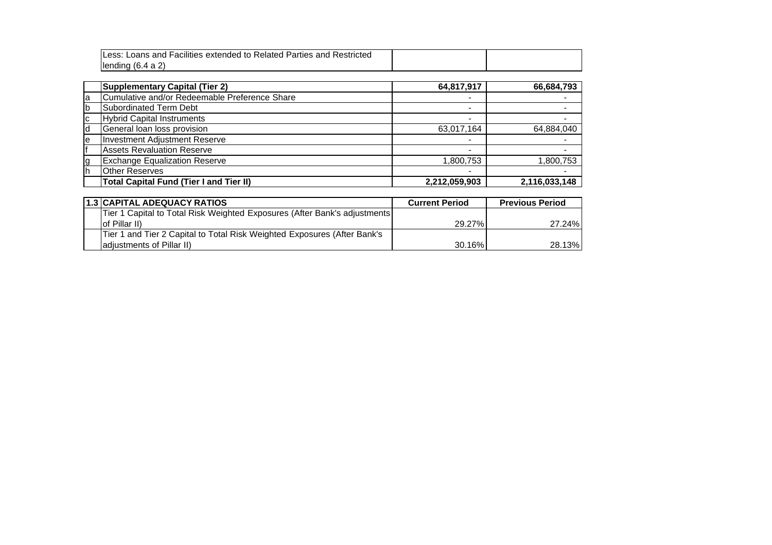| | | | |
|---|---|---|---|
| | Less: Loans and Facilities extended to Related Parties and Restricted lending (6.4 a 2) | | |

| | Supplementary Capital (Tier 2) | 64,817,917 | 66,684,793 |
|---|---|---|---|
| a | Cumulative and/or Redeemable Preference Share | - | - |
| b | Subordinated Term Debt | - | - |
| c | Hybrid Capital Instruments | - | - |
| d | General loan loss provision | 63,017,164 | 64,884,040 |
| e | Investment Adjustment Reserve | - | - |
| f | Assets Revaluation Reserve | - | - |
| g | Exchange Equalization Reserve | 1,800,753 | 1,800,753 |
| h | Other Reserves | - | - |
| | **Total Capital Fund (Tier I and Tier II)** | **2,212,059,903** | **2,116,033,148** |

| 1.3 | CAPITAL ADEQUACY RATIOS | Current Period | Previous Period |
|---|---|---|---|
| | Tier 1 Capital to Total Risk Weighted Exposures (After Bank's adjustments of Pillar II) | 29.27% | 27.24% |
| | Tier 1 and Tier 2 Capital to Total Risk Weighted Exposures (After Bank's adjustments of Pillar II) | 30.16% | 28.13% |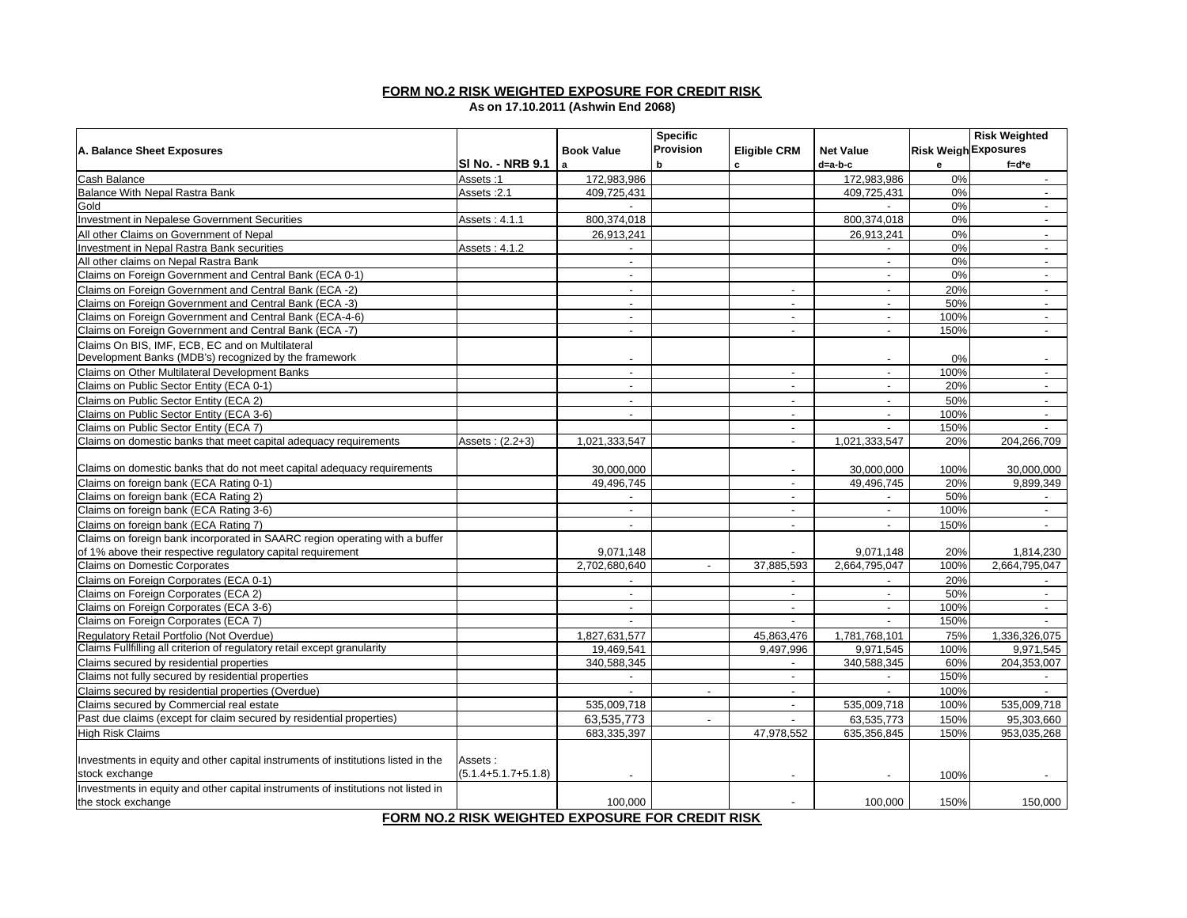## FORM NO.2 RISK WEIGHTED EXPOSURE FOR CREDIT RISK

**As on 17.10.2011 (Ashwin End 2068)**

| A. Balance Sheet Exposures | Sl No. - NRB 9.1 | Book Value<br>a | Specific Provision<br>b | Eligible CRM<br>c | Net Value<br>d=a-b-c | Risk Weigh<br>e | Risk Weighted Exposures<br>f=d*e |
|---|---|---|---|---|---|---|---|
| Cash Balance | Assets :1 | 172,983,986 | | | 172,983,986 | 0% | - |
| Balance With Nepal Rastra Bank | Assets :2.1 | 409,725,431 | | | 409,725,431 | 0% | - |
| Gold | | - | | | - | 0% | - |
| Investment in Nepalese Government Securities | Assets : 4.1.1 | 800,374,018 | | | 800,374,018 | 0% | - |
| All other Claims on Government of Nepal | | 26,913,241 | | | 26,913,241 | 0% | - |
| Investment in Nepal Rastra Bank securities | Assets : 4.1.2 | - | | | - | 0% | - |
| All other claims on Nepal Rastra Bank | | - | | | - | 0% | - |
| Claims on Foreign Government and Central Bank (ECA 0-1) | | - | | | - | 0% | - |
| Claims on Foreign Government and Central Bank (ECA -2) | | - | | - | - | 20% | - |
| Claims on Foreign Government and Central Bank (ECA -3) | | - | | - | - | 50% | - |
| Claims on Foreign Government and Central Bank (ECA-4-6) | | - | | - | - | 100% | - |
| Claims on Foreign Government and Central Bank (ECA -7) | | - | | - | - | 150% | - |
| Claims On BIS, IMF, ECB, EC and on Multilateral Development Banks (MDB's) recognized by the framework | | - | | | - | 0% | - |
| Claims on Other Multilateral Development Banks | | - | | - | - | 100% | - |
| Claims on Public Sector Entity (ECA 0-1) | | - | | - | - | 20% | - |
| Claims on Public Sector Entity (ECA 2) | | - | | - | - | 50% | - |
| Claims on Public Sector Entity (ECA 3-6) | | - | | - | - | 100% | - |
| Claims on Public Sector Entity (ECA 7) | | | | - | - | 150% | - |
| Claims on domestic banks that meet capital adequacy requirements | Assets : (2.2+3) | 1,021,333,547 | | - | 1,021,333,547 | 20% | 204,266,709 |
| Claims on domestic banks that do not meet capital adequacy requirements | | 30,000,000 | | - | 30,000,000 | 100% | 30,000,000 |
| Claims on foreign bank (ECA Rating 0-1) | | 49,496,745 | | - | 49,496,745 | 20% | 9,899,349 |
| Claims on foreign bank (ECA Rating 2) | | - | | - | - | 50% | - |
| Claims on foreign bank (ECA Rating 3-6) | | - | | - | - | 100% | - |
| Claims on foreign bank (ECA Rating 7) | | - | | - | - | 150% | - |
| Claims on foreign bank incorporated in SAARC region operating with a buffer of 1% above their respective regulatory capital requirement | | 9,071,148 | | - | 9,071,148 | 20% | 1,814,230 |
| Claims on Domestic Corporates | | 2,702,680,640 | - | 37,885,593 | 2,664,795,047 | 100% | 2,664,795,047 |
| Claims on Foreign Corporates (ECA 0-1) | | - | | - | - | 20% | - |
| Claims on Foreign Corporates (ECA 2) | | - | | - | - | 50% | - |
| Claims on Foreign Corporates (ECA 3-6) | | - | | - | - | 100% | - |
| Claims on Foreign Corporates (ECA 7) | | - | | - | - | 150% | - |
| Regulatory Retail Portfolio (Not Overdue) | | 1,827,631,577 | | 45,863,476 | 1,781,768,101 | 75% | 1,336,326,075 |
| Claims Fullfilling all criterion of regulatory retail except granularity | | 19,469,541 | | 9,497,996 | 9,971,545 | 100% | 9,971,545 |
| Claims secured by residential properties | | 340,588,345 | | - | 340,588,345 | 60% | 204,353,007 |
| Claims not fully secured by residential properties | | - | | - | - | 150% | - |
| Claims secured by residential properties (Overdue) | | - | - | - | - | 100% | - |
| Claims secured by Commercial real estate | | 535,009,718 | | - | 535,009,718 | 100% | 535,009,718 |
| Past due claims (except for claim secured by residential properties) | | 63,535,773 | - | - | 63,535,773 | 150% | 95,303,660 |
| High Risk Claims | | 683,335,397 | | 47,978,552 | 635,356,845 | 150% | 953,035,268 |
| Investments in equity and other capital instruments of institutions listed in the stock exchange | Assets : (5.1.4+5.1.7+5.1.8) | - | | - | - | 100% | - |
| Investments in equity and other capital instruments of institutions not listed in the stock exchange | | 100,000 | | - | 100,000 | 150% | 150,000 |

**FORM NO.2 RISK WEIGHTED EXPOSURE FOR CREDIT RISK**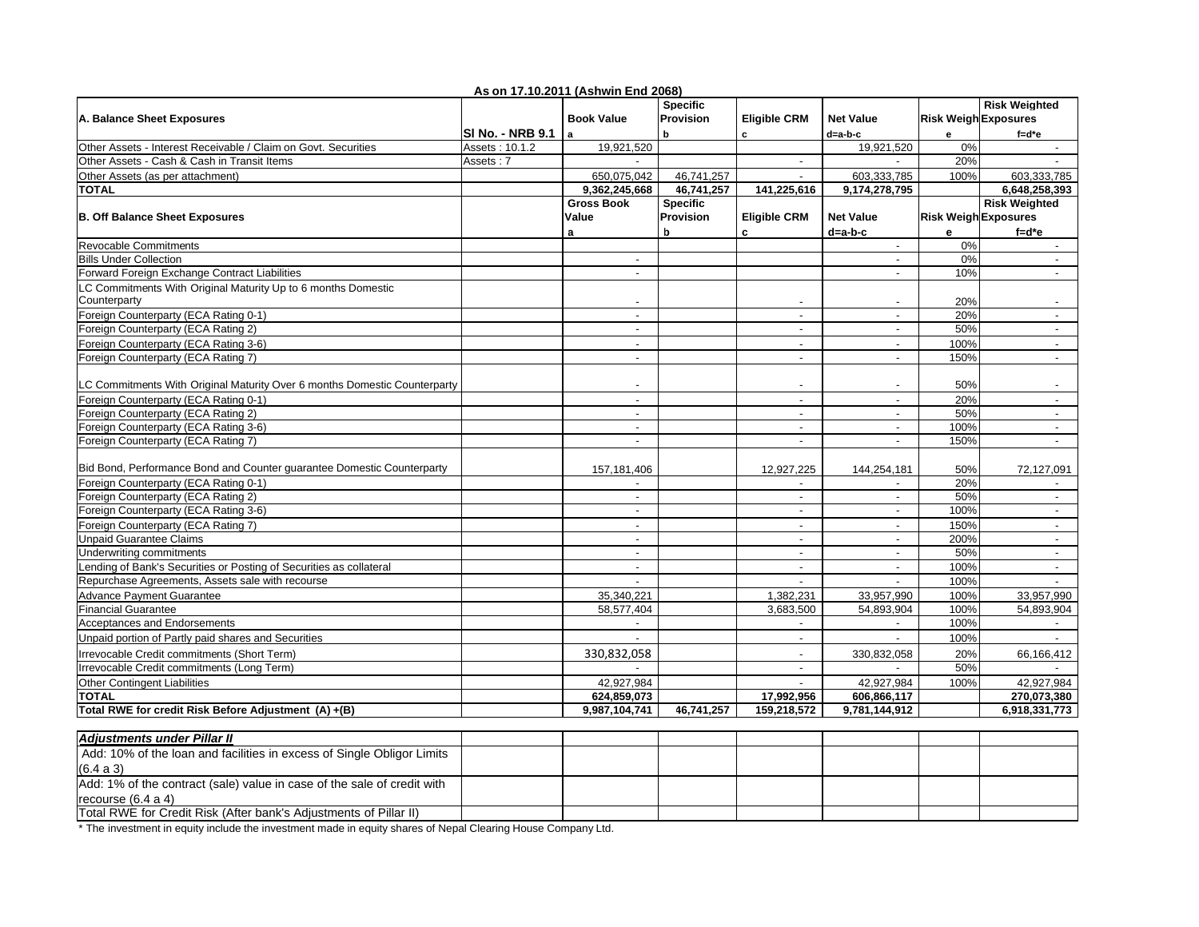**As on 17.10.2011 (Ashwin End 2068)**

| A. Balance Sheet Exposures | Sl No. - NRB 9.1 | Book Value<br>a | Specific Provision<br>b | Eligible CRM<br>c | Net Value<br>d=a-b-c | Risk Weigh<br>e | Risk Weighted Exposures<br>f=d*e |
|---|---|---|---|---|---|---|---|
| Other Assets - Interest Receivable / Claim on Govt. Securities | Assets : 10.1.2 | 19,921,520 | | | 19,921,520 | 0% | - |
| Other Assets - Cash & Cash in Transit Items | Assets : 7 | - | | - | - | 20% | - |
| Other Assets (as per attachment) | | 650,075,042 | 46,741,257 | - | 603,333,785 | 100% | 603,333,785 |
| **TOTAL** | | **9,362,245,668** | **46,741,257** | **141,225,616** | **9,174,278,795** | | **6,648,258,393** |
| **B. Off Balance Sheet Exposures** | | **Gross Book Value**<br>a | **Specific Provision**<br>b | **Eligible CRM**<br>c | **Net Value**<br>d=a-b-c | **Risk Weigh**<br>e | **Risk Weighted Exposures**<br>f=d*e |
| Revocable Commitments | | | | | - | 0% | - |
| Bills Under Collection | | - | | | - | 0% | - |
| Forward Foreign Exchange Contract Liabilities | | - | | | - | 10% | - |
| LC Commitments With Original Maturity Up to 6 months Domestic Counterparty | | - | | - | - | 20% | - |
| Foreign Counterparty (ECA Rating 0-1) | | - | | - | - | 20% | - |
| Foreign Counterparty (ECA Rating 2) | | - | | - | - | 50% | - |
| Foreign Counterparty (ECA Rating 3-6) | | - | | - | - | 100% | - |
| Foreign Counterparty (ECA Rating 7) | | - | | - | - | 150% | - |
| LC Commitments With Original Maturity Over 6 months Domestic Counterparty | | - | | - | - | 50% | - |
| Foreign Counterparty (ECA Rating 0-1) | | - | | - | - | 20% | - |
| Foreign Counterparty (ECA Rating 2) | | - | | - | - | 50% | - |
| Foreign Counterparty (ECA Rating 3-6) | | - | | - | - | 100% | - |
| Foreign Counterparty (ECA Rating 7) | | - | | - | - | 150% | - |
| Bid Bond, Performance Bond and Counter guarantee Domestic Counterparty | | 157,181,406 | | 12,927,225 | 144,254,181 | 50% | 72,127,091 |
| Foreign Counterparty (ECA Rating 0-1) | | - | | - | - | 20% | - |
| Foreign Counterparty (ECA Rating 2) | | - | | - | - | 50% | - |
| Foreign Counterparty (ECA Rating 3-6) | | - | | - | - | 100% | - |
| Foreign Counterparty (ECA Rating 7) | | - | | - | - | 150% | - |
| Unpaid Guarantee Claims | | - | | - | - | 200% | - |
| Underwriting commitments | | - | | - | - | 50% | - |
| Lending of Bank's Securities or Posting of Securities as collateral | | - | | - | - | 100% | - |
| Repurchase Agreements, Assets sale with recourse | | - | | - | - | 100% | - |
| Advance Payment Guarantee | | 35,340,221 | | 1,382,231 | 33,957,990 | 100% | 33,957,990 |
| Financial Guarantee | | 58,577,404 | | 3,683,500 | 54,893,904 | 100% | 54,893,904 |
| Acceptances and Endorsements | | - | | - | - | 100% | - |
| Unpaid portion of Partly paid shares and Securities | | - | | - | - | 100% | - |
| Irrevocable Credit commitments (Short Term) | | 330,832,058 | | - | 330,832,058 | 20% | 66,166,412 |
| Irrevocable Credit commitments (Long Term) | | - | | - | - | 50% | - |
| Other Contingent Liabilities | | 42,927,984 | | - | 42,927,984 | 100% | 42,927,984 |
| **TOTAL** | | **624,859,073** | | **17,992,956** | **606,866,117** | | **270,073,380** |
| **Total RWE for credit Risk Before Adjustment (A) +(B)** | | **9,987,104,741** | **46,741,257** | **159,218,572** | **9,781,144,912** | | **6,918,331,773** |

| ***Adjustments under Pillar II*** | | | | | | |
|---|---|---|---|---|---|---|
| Add: 10% of the loan and facilities in excess of Single Obligor Limits (6.4 a 3) | | | | | | |
| Add: 1% of the contract (sale) value in case of the sale of credit with recourse (6.4 a 4) | | | | | | |
| Total RWE for Credit Risk (After bank's Adjustments of Pillar II) | | | | | | |

* The investment in equity include the investment made in equity shares of Nepal Clearing House Company Ltd.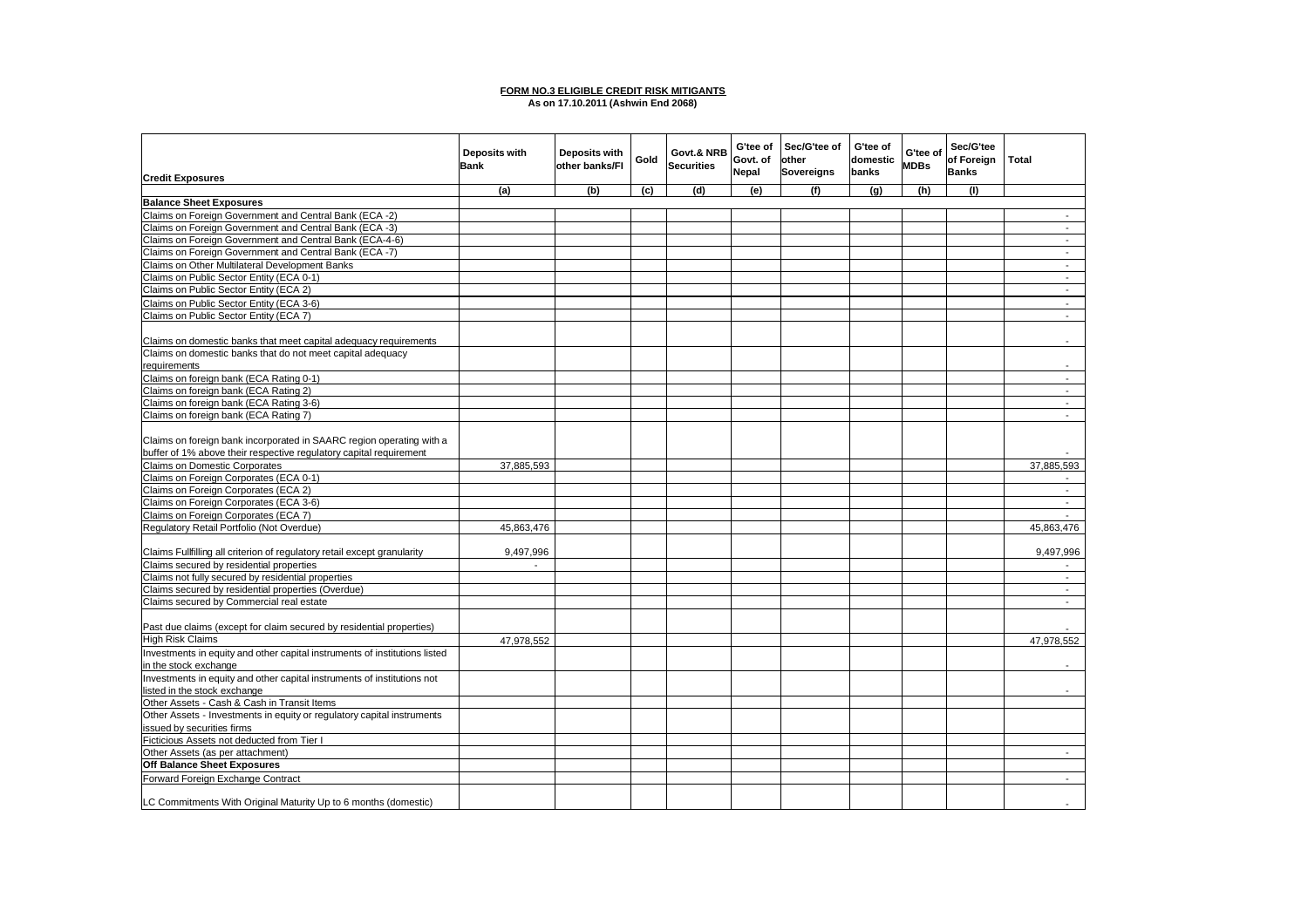**FORM NO.3 ELIGIBLE CREDIT RISK MITIGANTS**

**As on 17.10.2011 (Ashwin End 2068)**

| Credit Exposures | Deposits with Bank | Deposits with other banks/FI | Gold | Govt.& NRB Securities | G'tee of Govt. of Nepal | Sec/G'tee of other Sovereigns | G'tee of domestic banks | G'tee of MDBs | Sec/G'tee of Foreign Banks | Total |
|---|---|---|---|---|---|---|---|---|---|---|
| | (a) | (b) | (c) | (d) | (e) | (f) | (g) | (h) | (I) | |
| **Balance Sheet Exposures** | | | | | | | | | | |
| Claims on Foreign Government and Central Bank (ECA -2) | | | | | | | | | | - |
| Claims on Foreign Government and Central Bank (ECA -3) | | | | | | | | | | - |
| Claims on Foreign Government and Central Bank (ECA-4-6) | | | | | | | | | | - |
| Claims on Foreign Government and Central Bank (ECA -7) | | | | | | | | | | - |
| Claims on Other Multilateral Development Banks | | | | | | | | | | - |
| Claims on Public Sector Entity (ECA 0-1) | | | | | | | | | | - |
| Claims on Public Sector Entity (ECA 2) | | | | | | | | | | - |
| Claims on Public Sector Entity (ECA 3-6) | | | | | | | | | | - |
| Claims on Public Sector Entity (ECA 7) | | | | | | | | | | - |
| Claims on domestic banks that meet capital adequacy requirements | | | | | | | | | | - |
| Claims on domestic banks that do not meet capital adequacy requirements | | | | | | | | | | - |
| Claims on foreign bank (ECA Rating 0-1) | | | | | | | | | | - |
| Claims on foreign bank (ECA Rating 2) | | | | | | | | | | - |
| Claims on foreign bank (ECA Rating 3-6) | | | | | | | | | | - |
| Claims on foreign bank (ECA Rating 7) | | | | | | | | | | - |
| Claims on foreign bank incorporated in SAARC region operating with a buffer of 1% above their respective regulatory capital requirement | | | | | | | | | | - |
| Claims on Domestic Corporates | 37,885,593 | | | | | | | | | 37,885,593 |
| Claims on Foreign Corporates (ECA 0-1) | | | | | | | | | | - |
| Claims on Foreign Corporates (ECA 2) | | | | | | | | | | - |
| Claims on Foreign Corporates (ECA 3-6) | | | | | | | | | | - |
| Claims on Foreign Corporates (ECA 7) | | | | | | | | | | - |
| Regulatory Retail Portfolio (Not Overdue) | 45,863,476 | | | | | | | | | 45,863,476 |
| Claims Fullfilling all criterion of regulatory retail except granularity | 9,497,996 | | | | | | | | | 9,497,996 |
| Claims secured by residential properties | - | | | | | | | | | - |
| Claims not fully secured by residential properties | | | | | | | | | | - |
| Claims secured by residential properties (Overdue) | | | | | | | | | | - |
| Claims secured by Commercial real estate | | | | | | | | | | - |
| Past due claims (except for claim secured by residential properties) | | | | | | | | | | - |
| High Risk Claims | 47,978,552 | | | | | | | | | 47,978,552 |
| Investments in equity and other capital instruments of institutions listed in the stock exchange | | | | | | | | | | - |
| Investments in equity and other capital instruments of institutions not listed in the stock exchange | | | | | | | | | | - |
| Other Assets - Cash & Cash in Transit Items | | | | | | | | | | |
| Other Assets - Investments in equity or regulatory capital instruments issued by securities firms | | | | | | | | | | |
| Ficticious Assets not deducted from Tier I | | | | | | | | | | |
| Other Assets (as per attachment) | | | | | | | | | | - |
| **Off Balance Sheet Exposures** | | | | | | | | | | |
| Forward Foreign Exchange Contract | | | | | | | | | | - |
| LC Commitments With Original Maturity Up to 6 months (domestic) | | | | | | | | | | - |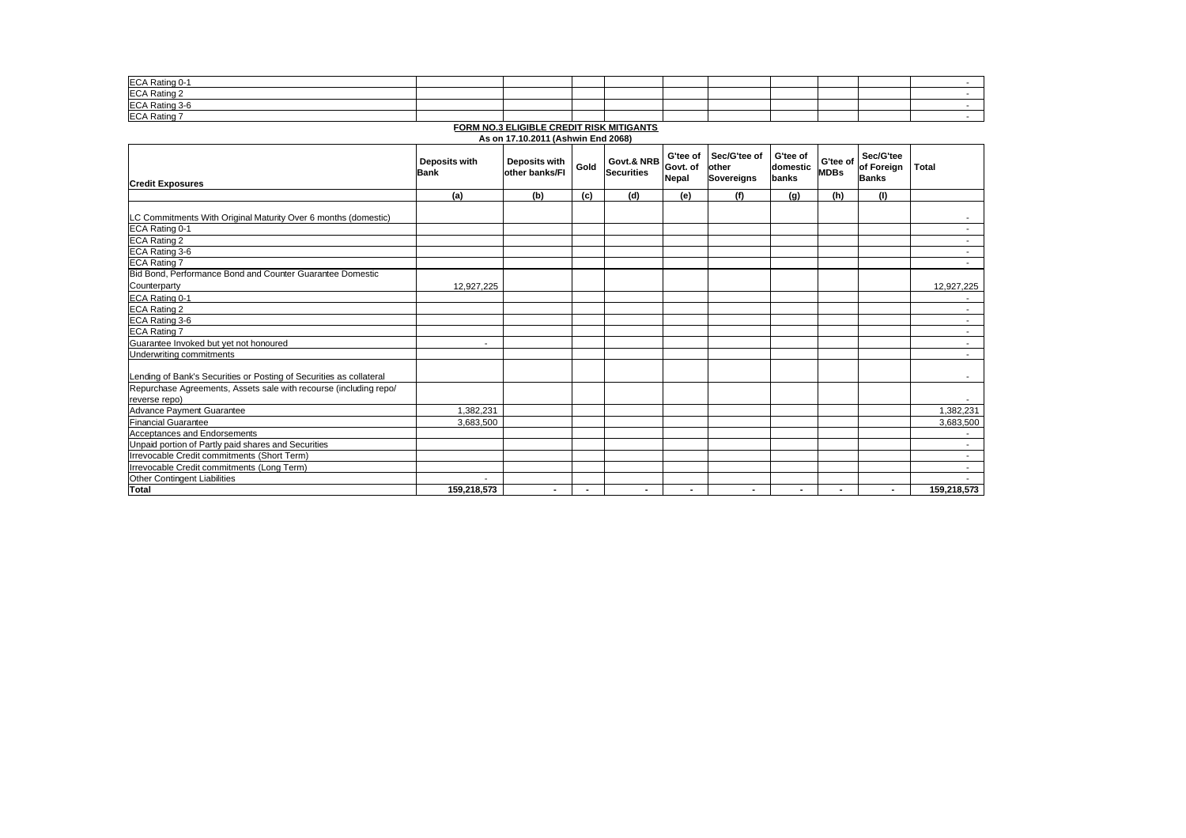| | | | | | | | | | | |
|---|---|---|---|---|---|---|---|---|---|---|
| ECA Rating 0-1 | | | | | | | | | | - |
| ECA Rating 2 | | | | | | | | | | - |
| ECA Rating 3-6 | | | | | | | | | | - |
| ECA Rating 7 | | | | | | | | | | - |

**FORM NO.3 ELIGIBLE CREDIT RISK MITIGANTS**

**As on 17.10.2011 (Ashwin End 2068)**

| Credit Exposures | Deposits with Bank | Deposits with other banks/FI | Gold | Govt.& NRB Securities | G'tee of Govt. of Nepal | Sec/G'tee of other Sovereigns | G'tee of domestic banks | G'tee of MDBs | Sec/G'tee of Foreign Banks | Total |
|---|---|---|---|---|---|---|---|---|---|---|
| | (a) | (b) | (c) | (d) | (e) | (f) | (g) | (h) | (I) | |
| LC Commitments With Original Maturity Over 6 months (domestic) | | | | | | | | | | - |
| ECA Rating 0-1 | | | | | | | | | | - |
| ECA Rating 2 | | | | | | | | | | - |
| ECA Rating 3-6 | | | | | | | | | | - |
| ECA Rating 7 | | | | | | | | | | - |
| Bid Bond, Performance Bond and Counter Guarantee Domestic Counterparty | 12,927,225 | | | | | | | | | 12,927,225 |
| ECA Rating 0-1 | | | | | | | | | | - |
| ECA Rating 2 | | | | | | | | | | - |
| ECA Rating 3-6 | | | | | | | | | | - |
| ECA Rating 7 | | | | | | | | | | - |
| Guarantee Invoked but yet not honoured | - | | | | | | | | | - |
| Underwriting commitments | | | | | | | | | | - |
| Lending of Bank's Securities or Posting of Securities as collateral | | | | | | | | | | - |
| Repurchase Agreements, Assets sale with recourse (including repo/ reverse repo) | | | | | | | | | | - |
| Advance Payment Guarantee | 1,382,231 | | | | | | | | | 1,382,231 |
| Financial Guarantee | 3,683,500 | | | | | | | | | 3,683,500 |
| Acceptances and Endorsements | | | | | | | | | | - |
| Unpaid portion of Partly paid shares and Securities | | | | | | | | | | - |
| Irrevocable Credit commitments (Short Term) | | | | | | | | | | - |
| Irrevocable Credit commitments (Long Term) | | | | | | | | | | - |
| Other Contingent Liabilities | - | | | | | | | | | - |
| **Total** | **159,218,573** | **-** | **-** | **-** | **-** | **-** | **-** | **-** | **-** | **159,218,573** |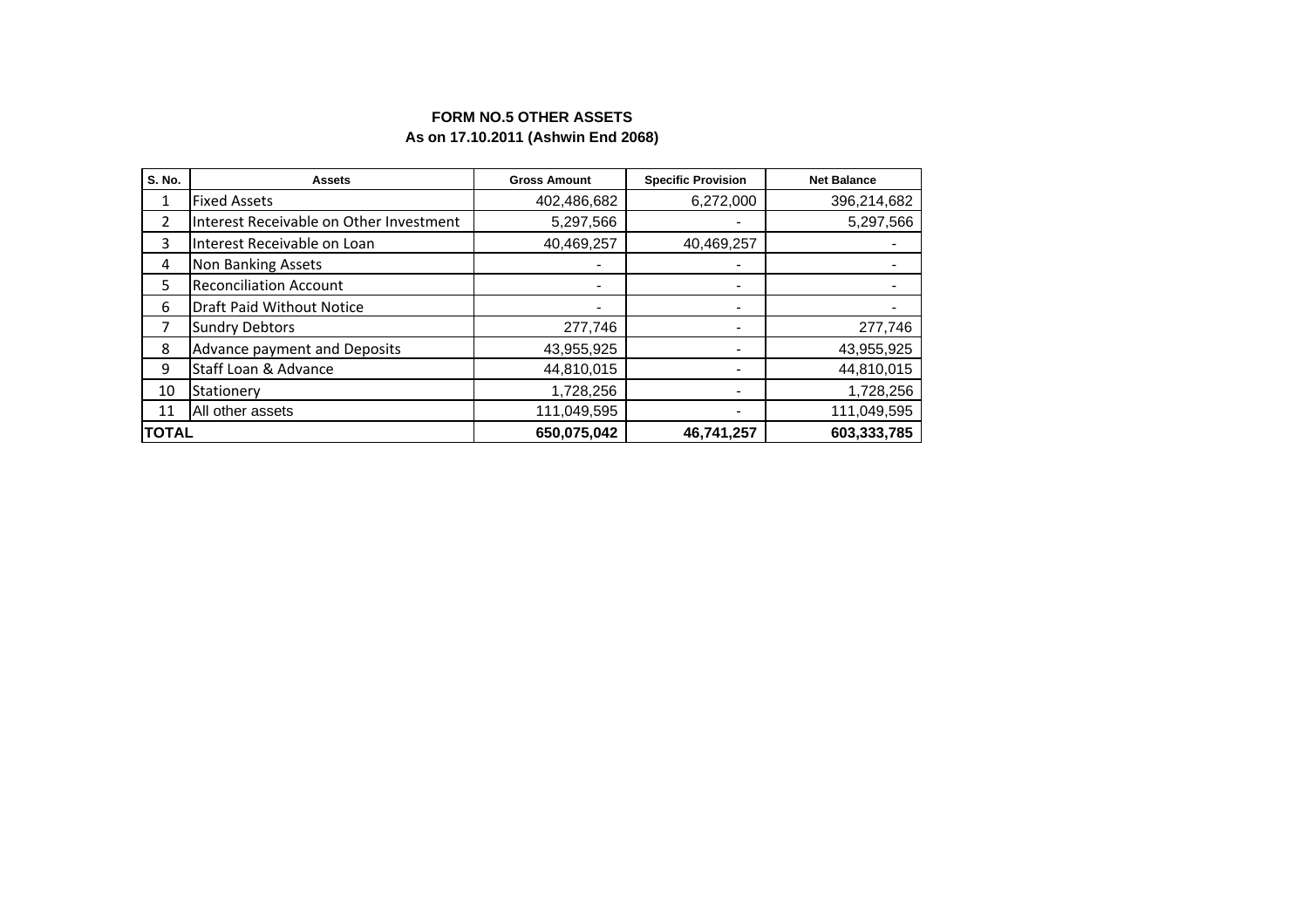## FORM NO.5 OTHER ASSETS

### As on 17.10.2011 (Ashwin End 2068)

| S. No. | Assets | Gross Amount | Specific Provision | Net Balance |
|---|---|---|---|---|
| 1 | Fixed Assets | 402,486,682 | 6,272,000 | 396,214,682 |
| 2 | Interest Receivable on Other Investment | 5,297,566 | - | 5,297,566 |
| 3 | Interest Receivable on Loan | 40,469,257 | 40,469,257 | - |
| 4 | Non Banking Assets | - | - | - |
| 5 | Reconciliation Account | - | - | - |
| 6 | Draft Paid Without Notice | - | - | - |
| 7 | Sundry Debtors | 277,746 | - | 277,746 |
| 8 | Advance payment and Deposits | 43,955,925 | - | 43,955,925 |
| 9 | Staff Loan & Advance | 44,810,015 | - | 44,810,015 |
| 10 | Stationery | 1,728,256 | - | 1,728,256 |
| 11 | All other assets | 111,049,595 | - | 111,049,595 |
| **TOTAL** | | **650,075,042** | **46,741,257** | **603,333,785** |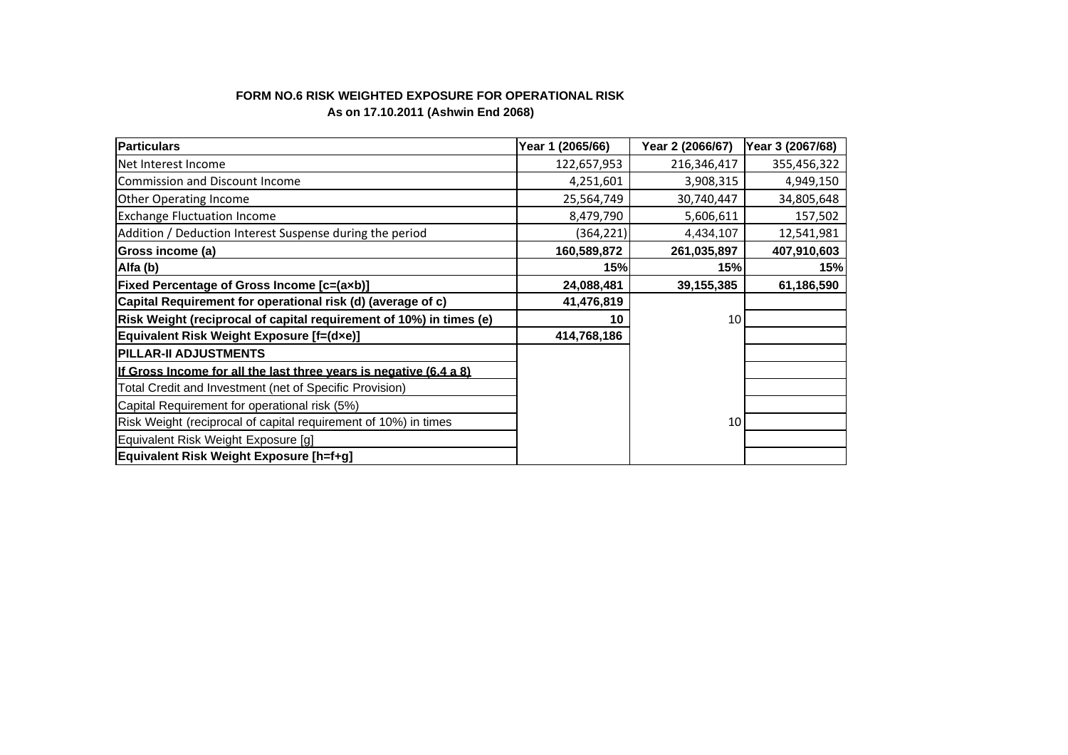**FORM NO.6 RISK WEIGHTED EXPOSURE FOR OPERATIONAL RISK**
**As on 17.10.2011 (Ashwin End 2068)**

| **Particulars** | **Year 1 (2065/66)** | **Year 2 (2066/67)** | **Year 3 (2067/68)** |
|---|---|---|---|
| Net Interest Income | 122,657,953 | 216,346,417 | 355,456,322 |
| Commission and Discount Income | 4,251,601 | 3,908,315 | 4,949,150 |
| Other Operating Income | 25,564,749 | 30,740,447 | 34,805,648 |
| Exchange Fluctuation Income | 8,479,790 | 5,606,611 | 157,502 |
| Addition / Deduction Interest Suspense during the period | (364,221) | 4,434,107 | 12,541,981 |
| **Gross income (a)** | **160,589,872** | **261,035,897** | **407,910,603** |
| **Alfa (b)** | **15%** | **15%** | **15%** |
| **Fixed Percentage of Gross Income [c=(a×b)]** | **24,088,481** | **39,155,385** | **61,186,590** |
| **Capital Requirement for operational risk (d) (average of c)** | **41,476,819** | | |
| **Risk Weight (reciprocal of capital requirement of 10%) in times (e)** | **10** | 10 | |
| **Equivalent Risk Weight Exposure [f=(d×e)]** | **414,768,186** | | |
| **PILLAR-II ADJUSTMENTS** | | | |
| **If Gross Income for all the last three years is negative (6.4 a 8)** | | | |
| Total Credit and Investment (net of Specific Provision) | | | |
| Capital Requirement for operational risk (5%) | | | |
| Risk Weight (reciprocal of capital requirement of 10%) in times | | 10 | |
| Equivalent Risk Weight Exposure [g] | | | |
| **Equivalent Risk Weight Exposure [h=f+g]** | | | |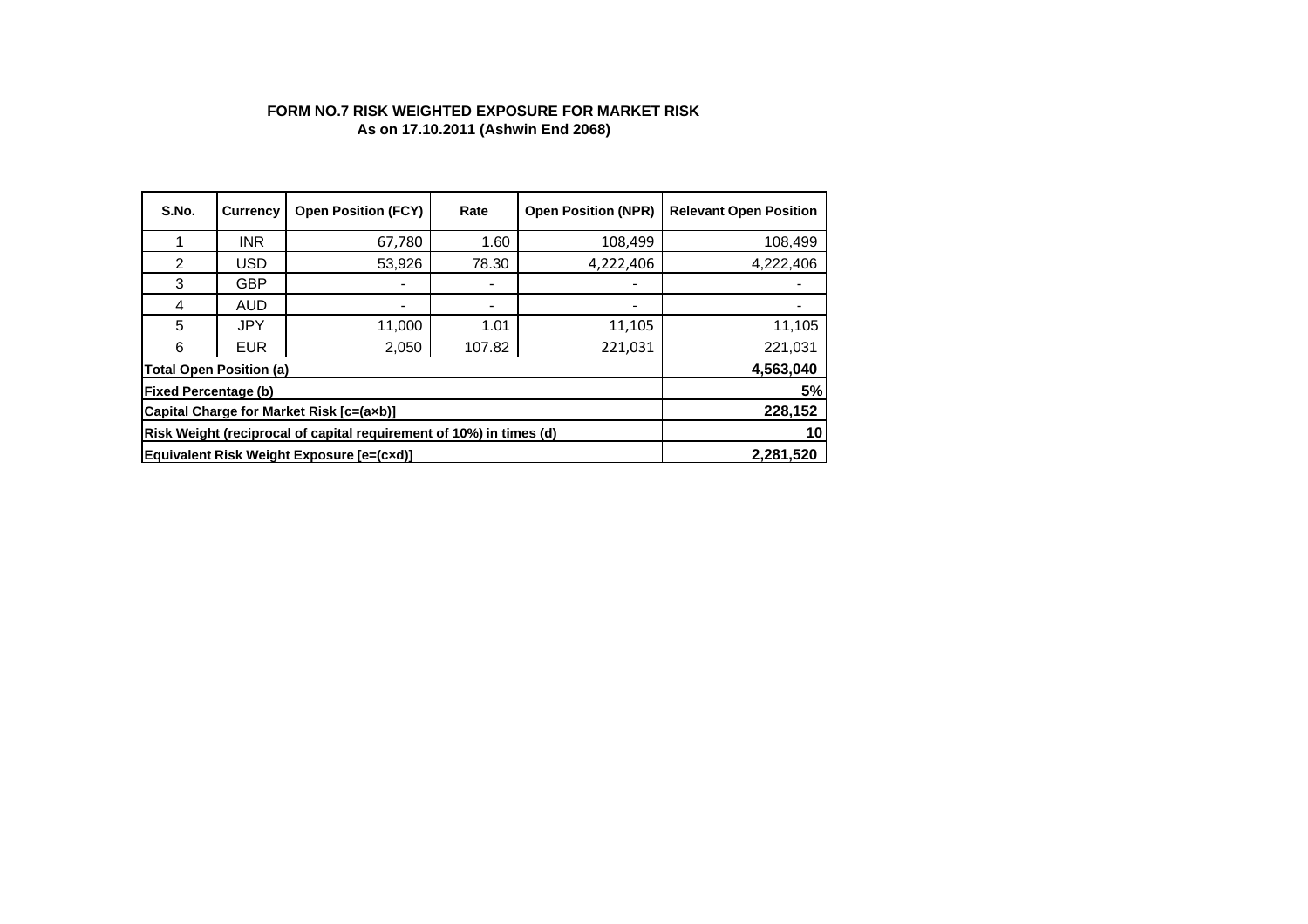**FORM NO.7 RISK WEIGHTED EXPOSURE FOR MARKET RISK**
**As on 17.10.2011 (Ashwin End 2068)**

| S.No. | Currency | Open Position (FCY) | Rate | Open Position (NPR) | Relevant Open Position |
|---|---|---|---|---|---|
| 1 | INR | 67,780 | 1.60 | 108,499 | 108,499 |
| 2 | USD | 53,926 | 78.30 | 4,222,406 | 4,222,406 |
| 3 | GBP | - | - | - | - |
| 4 | AUD | - | - | - | - |
| 5 | JPY | 11,000 | 1.01 | 11,105 | 11,105 |
| 6 | EUR | 2,050 | 107.82 | 221,031 | 221,031 |
| **Total Open Position (a)** | | | | | **4,563,040** |
| **Fixed Percentage (b)** | | | | | **5%** |
| **Capital Charge for Market Risk [c=(a×b)]** | | | | | **228,152** |
| **Risk Weight (reciprocal of capital requirement of 10%) in times (d)** | | | | | **10** |
| **Equivalent Risk Weight Exposure [e=(c×d)]** | | | | | **2,281,520** |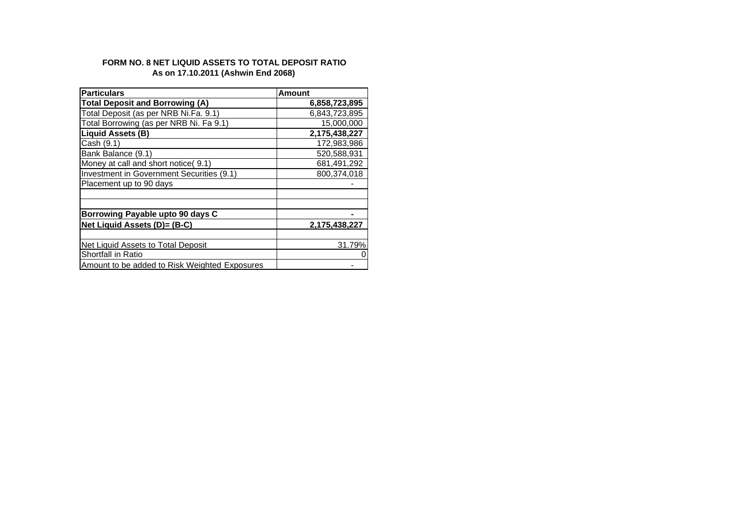**FORM NO. 8 NET LIQUID ASSETS TO TOTAL DEPOSIT RATIO**
**As on 17.10.2011 (Ashwin End 2068)**

| Particulars | Amount |
|---|---|
| **Total Deposit and Borrowing (A)** | **6,858,723,895** |
| Total Deposit (as per NRB Ni.Fa. 9.1) | 6,843,723,895 |
| Total Borrowing (as per NRB Ni. Fa 9.1) | 15,000,000 |
| **Liquid Assets (B)** | **2,175,438,227** |
| Cash (9.1) | 172,983,986 |
| Bank Balance (9.1) | 520,588,931 |
| Money at call and short notice( 9.1) | 681,491,292 |
| Investment in Government Securities (9.1) | 800,374,018 |
| Placement up to 90 days | - |
| | |
| | |
| **Borrowing Payable upto 90 days C** | **-** |
| **Net Liquid Assets (D)= (B-C)** | **2,175,438,227** |
| | |
| Net Liquid Assets to Total Deposit | 31.79% |
| Shortfall in Ratio | 0 |
| Amount to be added to Risk Weighted Exposures | - |